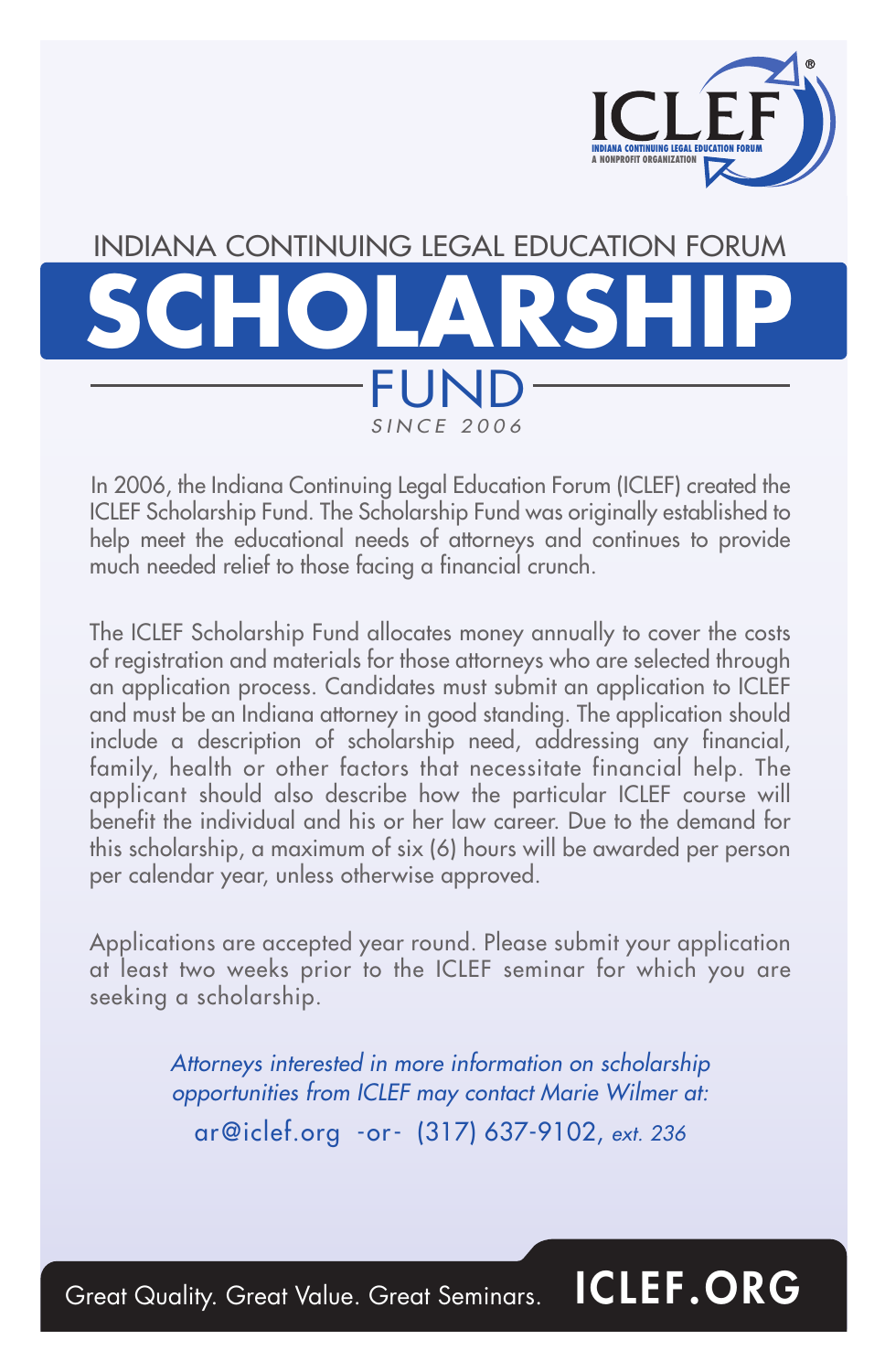ICLEF®

INDIANA CONTINUING LEGAL EDUCATION FORUM
A NONPROFIT ORGANIZATION

INDIANA CONTINUING LEGAL EDUCATION FORUM

# SCHOLARSHIP

## FUND

*SINCE 2006*

In 2006, the Indiana Continuing Legal Education Forum (ICLEF) created the ICLEF Scholarship Fund. The Scholarship Fund was originally established to help meet the educational needs of attorneys and continues to provide much needed relief to those facing a financial crunch.

The ICLEF Scholarship Fund allocates money annually to cover the costs of registration and materials for those attorneys who are selected through an application process. Candidates must submit an application to ICLEF and must be an Indiana attorney in good standing. The application should include a description of scholarship need, addressing any financial, family, health or other factors that necessitate financial help. The applicant should also describe how the particular ICLEF course will benefit the individual and his or her law career. Due to the demand for this scholarship, a maximum of six (6) hours will be awarded per person per calendar year, unless otherwise approved.

Applications are accepted year round. Please submit your application at least two weeks prior to the ICLEF seminar for which you are seeking a scholarship.

*Attorneys interested in more information on scholarship opportunities from ICLEF may contact Marie Wilmer at:*

ar@iclef.org -or- (317) 637-9102, *ext. 236*

Great Quality. Great Value. Great Seminars. **ICLEF.ORG**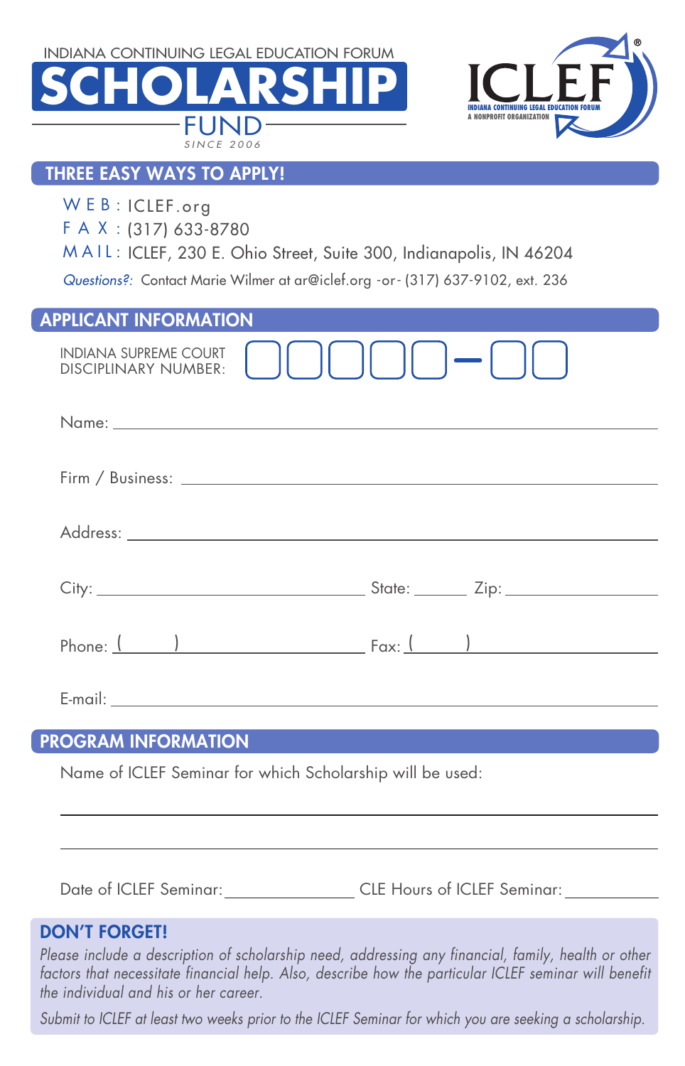INDIANA CONTINUING LEGAL EDUCATION FORUM

# SCHOLARSHIP FUND

SINCE 2006

ICLEF
INDIANA CONTINUING LEGAL EDUCATION FORUM
A NONPROFIT ORGANIZATION

## THREE EASY WAYS TO APPLY!

WEB: ICLEF.org

FAX: (317) 633-8780

MAIL: ICLEF, 230 E. Ohio Street, Suite 300, Indianapolis, IN 46204

*Questions?:* Contact Marie Wilmer at ar@iclef.org -or- (317) 637-9102, ext. 236

## APPLICANT INFORMATION

INDIANA SUPREME COURT DISCIPLINARY NUMBER: ☐☐☐☐☐ – ☐☐

Name: ____________________

Firm / Business: ____________________

Address: ____________________

City: ____________________ State: ______ Zip: ____________

Phone: (      ) ____________________ Fax: (      ) ____________________

E-mail: ____________________

## PROGRAM INFORMATION

Name of ICLEF Seminar for which Scholarship will be used:

____________________

____________________

Date of ICLEF Seminar: ____________ CLE Hours of ICLEF Seminar: ____________

## DON'T FORGET!

*Please include a description of scholarship need, addressing any financial, family, health or other factors that necessitate financial help. Also, describe how the particular ICLEF seminar will benefit the individual and his or her career.*

*Submit to ICLEF at least two weeks prior to the ICLEF Seminar for which you are seeking a scholarship.*